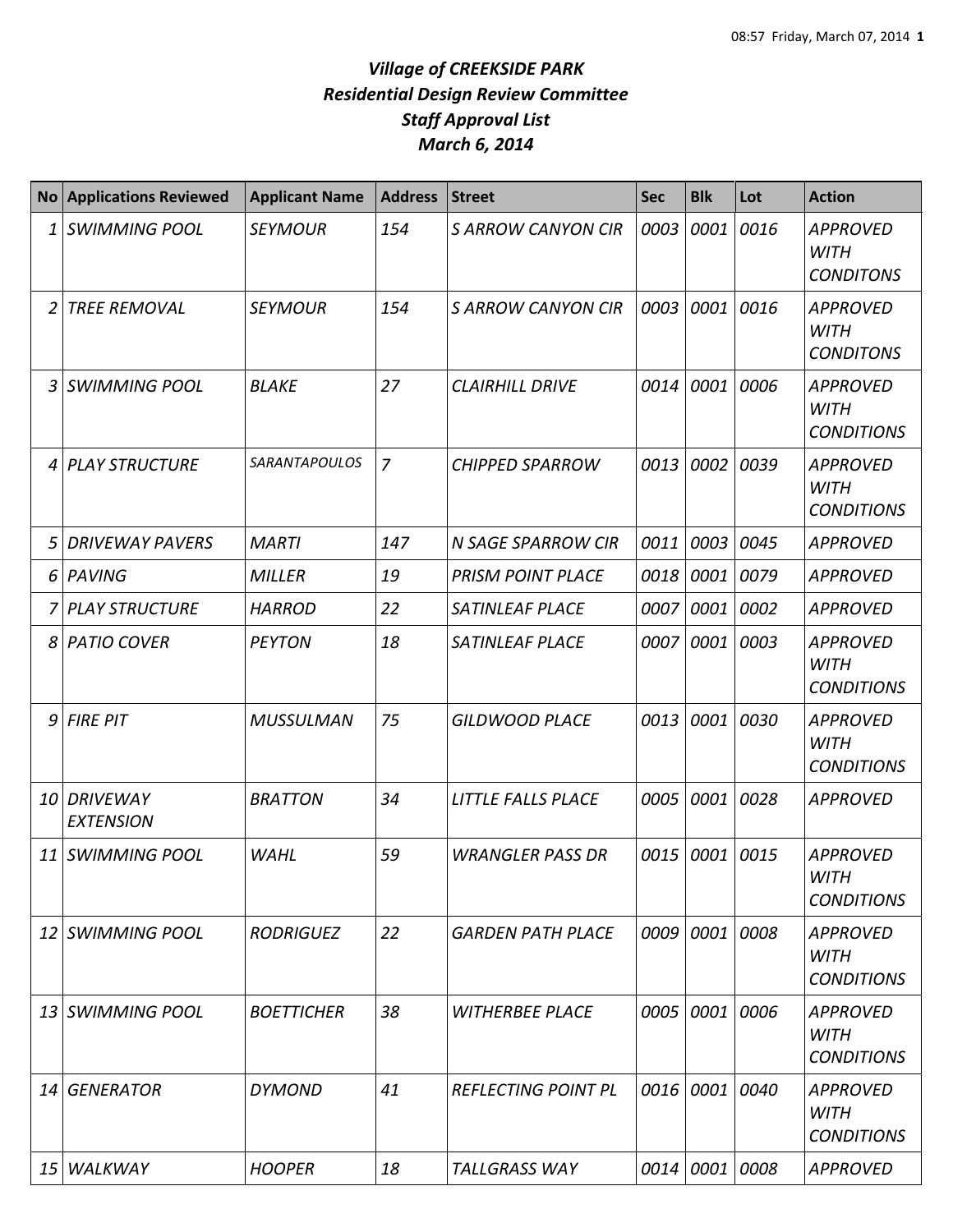# *Village of CREEKSIDE PARK*
## *Residential Design Review Committee*
## *Staff Approval List*
## *March 6, 2014*

| No | Applications Reviewed | Applicant Name | Address | Street | Sec | Blk | Lot | Action |
|---|---|---|---|---|---|---|---|---|
| 1 | SWIMMING POOL | SEYMOUR | 154 | S ARROW CANYON CIR | 0003 | 0001 | 0016 | APPROVED WITH CONDITONS |
| 2 | TREE REMOVAL | SEYMOUR | 154 | S ARROW CANYON CIR | 0003 | 0001 | 0016 | APPROVED WITH CONDITONS |
| 3 | SWIMMING POOL | BLAKE | 27 | CLAIRHILL DRIVE | 0014 | 0001 | 0006 | APPROVED WITH CONDITIONS |
| 4 | PLAY STRUCTURE | SARANTAPOULOS | 7 | CHIPPED SPARROW | 0013 | 0002 | 0039 | APPROVED WITH CONDITIONS |
| 5 | DRIVEWAY PAVERS | MARTI | 147 | N SAGE SPARROW CIR | 0011 | 0003 | 0045 | APPROVED |
| 6 | PAVING | MILLER | 19 | PRISM POINT PLACE | 0018 | 0001 | 0079 | APPROVED |
| 7 | PLAY STRUCTURE | HARROD | 22 | SATINLEAF PLACE | 0007 | 0001 | 0002 | APPROVED |
| 8 | PATIO COVER | PEYTON | 18 | SATINLEAF PLACE | 0007 | 0001 | 0003 | APPROVED WITH CONDITIONS |
| 9 | FIRE PIT | MUSSULMAN | 75 | GILDWOOD PLACE | 0013 | 0001 | 0030 | APPROVED WITH CONDITIONS |
| 10 | DRIVEWAY EXTENSION | BRATTON | 34 | LITTLE FALLS PLACE | 0005 | 0001 | 0028 | APPROVED |
| 11 | SWIMMING POOL | WAHL | 59 | WRANGLER PASS DR | 0015 | 0001 | 0015 | APPROVED WITH CONDITIONS |
| 12 | SWIMMING POOL | RODRIGUEZ | 22 | GARDEN PATH PLACE | 0009 | 0001 | 0008 | APPROVED WITH CONDITIONS |
| 13 | SWIMMING POOL | BOETTICHER | 38 | WITHERBEE PLACE | 0005 | 0001 | 0006 | APPROVED WITH CONDITIONS |
| 14 | GENERATOR | DYMOND | 41 | REFLECTING POINT PL | 0016 | 0001 | 0040 | APPROVED WITH CONDITIONS |
| 15 | WALKWAY | HOOPER | 18 | TALLGRASS WAY | 0014 | 0001 | 0008 | APPROVED |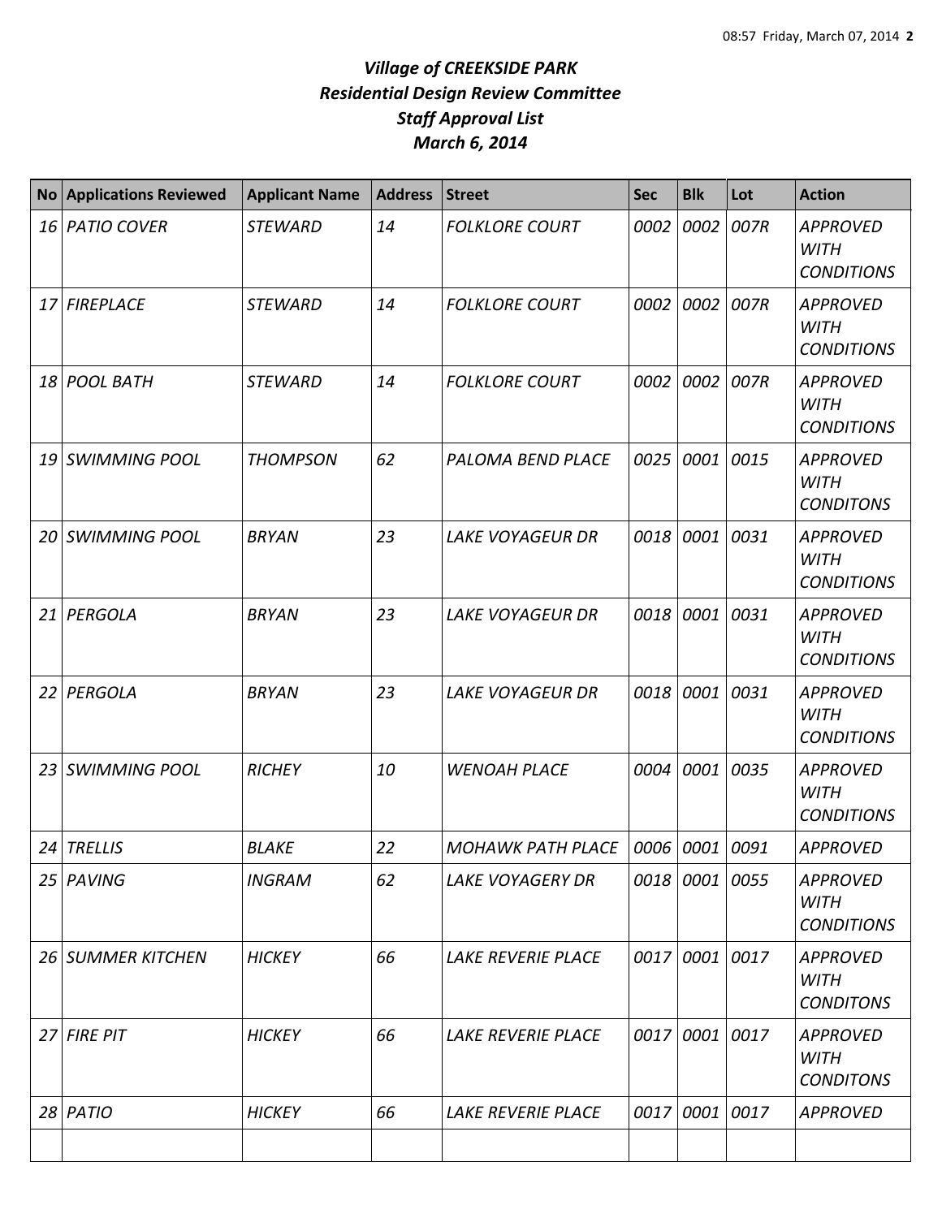# *Village of CREEKSIDE PARK*
## *Residential Design Review Committee*
## *Staff Approval List*
## *March 6, 2014*

| No | Applications Reviewed | Applicant Name | Address | Street | Sec | Blk | Lot | Action |
|---|---|---|---|---|---|---|---|---|
| *16* | *PATIO COVER* | *STEWARD* | *14* | *FOLKLORE COURT* | *0002* | *0002* | *007R* | *APPROVED WITH CONDITIONS* |
| *17* | *FIREPLACE* | *STEWARD* | *14* | *FOLKLORE COURT* | *0002* | *0002* | *007R* | *APPROVED WITH CONDITIONS* |
| *18* | *POOL BATH* | *STEWARD* | *14* | *FOLKLORE COURT* | *0002* | *0002* | *007R* | *APPROVED WITH CONDITIONS* |
| *19* | *SWIMMING POOL* | *THOMPSON* | *62* | *PALOMA BEND PLACE* | *0025* | *0001* | *0015* | *APPROVED WITH CONDITONS* |
| *20* | *SWIMMING POOL* | *BRYAN* | *23* | *LAKE VOYAGEUR DR* | *0018* | *0001* | *0031* | *APPROVED WITH CONDITIONS* |
| *21* | *PERGOLA* | *BRYAN* | *23* | *LAKE VOYAGEUR DR* | *0018* | *0001* | *0031* | *APPROVED WITH CONDITIONS* |
| *22* | *PERGOLA* | *BRYAN* | *23* | *LAKE VOYAGEUR DR* | *0018* | *0001* | *0031* | *APPROVED WITH CONDITIONS* |
| *23* | *SWIMMING POOL* | *RICHEY* | *10* | *WENOAH PLACE* | *0004* | *0001* | *0035* | *APPROVED WITH CONDITIONS* |
| *24* | *TRELLIS* | *BLAKE* | *22* | *MOHAWK PATH PLACE* | *0006* | *0001* | *0091* | *APPROVED* |
| *25* | *PAVING* | *INGRAM* | *62* | *LAKE VOYAGERY DR* | *0018* | *0001* | *0055* | *APPROVED WITH CONDITIONS* |
| *26* | *SUMMER KITCHEN* | *HICKEY* | *66* | *LAKE REVERIE PLACE* | *0017* | *0001* | *0017* | *APPROVED WITH CONDITONS* |
| *27* | *FIRE PIT* | *HICKEY* | *66* | *LAKE REVERIE PLACE* | *0017* | *0001* | *0017* | *APPROVED WITH CONDITONS* |
| *28* | *PATIO* | *HICKEY* | *66* | *LAKE REVERIE PLACE* | *0017* | *0001* | *0017* | *APPROVED* |
| | | | | | | | | |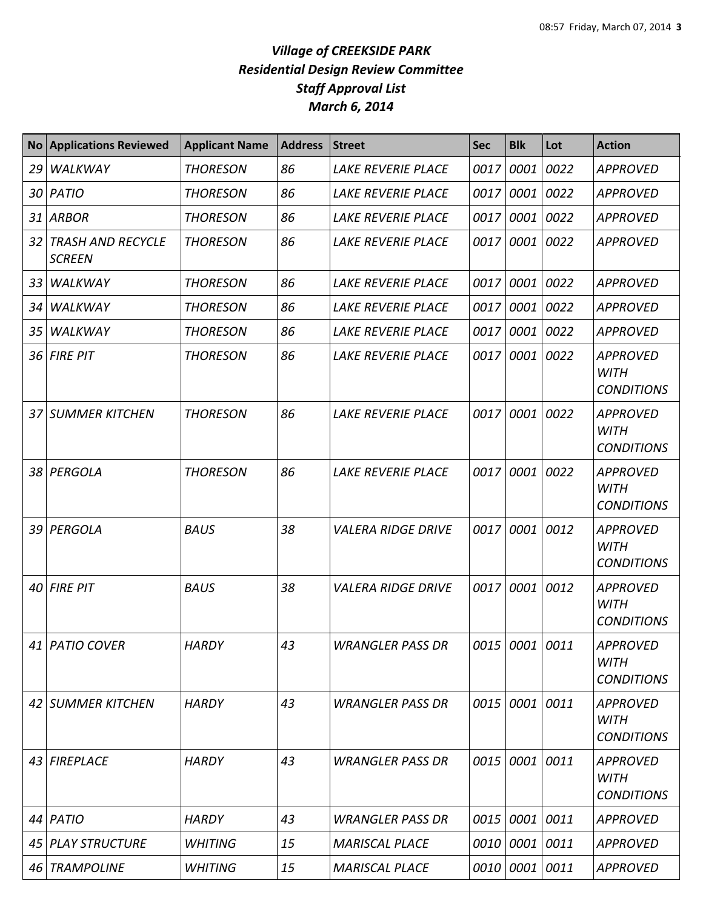# *Village of CREEKSIDE PARK*
## *Residential Design Review Committee*
## *Staff Approval List*
## *March 6, 2014*

| No | Applications Reviewed | Applicant Name | Address | Street | Sec | Blk | Lot | Action |
|---|---|---|---|---|---|---|---|---|
| 29 | WALKWAY | THORESON | 86 | LAKE REVERIE PLACE | 0017 | 0001 | 0022 | APPROVED |
| 30 | PATIO | THORESON | 86 | LAKE REVERIE PLACE | 0017 | 0001 | 0022 | APPROVED |
| 31 | ARBOR | THORESON | 86 | LAKE REVERIE PLACE | 0017 | 0001 | 0022 | APPROVED |
| 32 | TRASH AND RECYCLE SCREEN | THORESON | 86 | LAKE REVERIE PLACE | 0017 | 0001 | 0022 | APPROVED |
| 33 | WALKWAY | THORESON | 86 | LAKE REVERIE PLACE | 0017 | 0001 | 0022 | APPROVED |
| 34 | WALKWAY | THORESON | 86 | LAKE REVERIE PLACE | 0017 | 0001 | 0022 | APPROVED |
| 35 | WALKWAY | THORESON | 86 | LAKE REVERIE PLACE | 0017 | 0001 | 0022 | APPROVED |
| 36 | FIRE PIT | THORESON | 86 | LAKE REVERIE PLACE | 0017 | 0001 | 0022 | APPROVED WITH CONDITIONS |
| 37 | SUMMER KITCHEN | THORESON | 86 | LAKE REVERIE PLACE | 0017 | 0001 | 0022 | APPROVED WITH CONDITIONS |
| 38 | PERGOLA | THORESON | 86 | LAKE REVERIE PLACE | 0017 | 0001 | 0022 | APPROVED WITH CONDITIONS |
| 39 | PERGOLA | BAUS | 38 | VALERA RIDGE DRIVE | 0017 | 0001 | 0012 | APPROVED WITH CONDITIONS |
| 40 | FIRE PIT | BAUS | 38 | VALERA RIDGE DRIVE | 0017 | 0001 | 0012 | APPROVED WITH CONDITIONS |
| 41 | PATIO COVER | HARDY | 43 | WRANGLER PASS DR | 0015 | 0001 | 0011 | APPROVED WITH CONDITIONS |
| 42 | SUMMER KITCHEN | HARDY | 43 | WRANGLER PASS DR | 0015 | 0001 | 0011 | APPROVED WITH CONDITIONS |
| 43 | FIREPLACE | HARDY | 43 | WRANGLER PASS DR | 0015 | 0001 | 0011 | APPROVED WITH CONDITIONS |
| 44 | PATIO | HARDY | 43 | WRANGLER PASS DR | 0015 | 0001 | 0011 | APPROVED |
| 45 | PLAY STRUCTURE | WHITING | 15 | MARISCAL PLACE | 0010 | 0001 | 0011 | APPROVED |
| 46 | TRAMPOLINE | WHITING | 15 | MARISCAL PLACE | 0010 | 0001 | 0011 | APPROVED |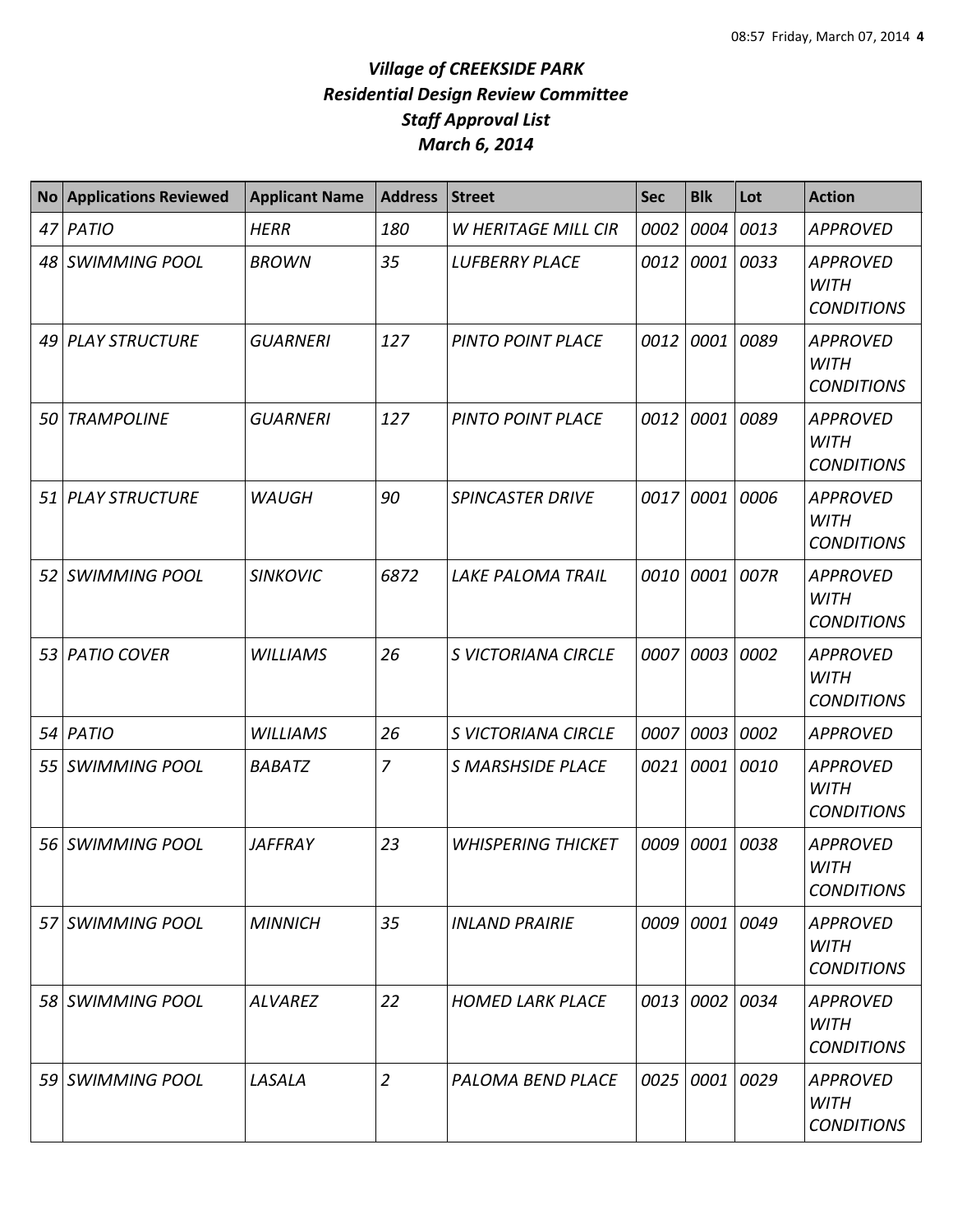# *Village of CREEKSIDE PARK*
# *Residential Design Review Committee*
# *Staff Approval List*
# *March 6, 2014*

| No | Applications Reviewed | Applicant Name | Address | Street | Sec | Blk | Lot | Action |
|---|---|---|---|---|---|---|---|---|
| 47 | PATIO | HERR | 180 | W HERITAGE MILL CIR | 0002 | 0004 | 0013 | APPROVED |
| 48 | SWIMMING POOL | BROWN | 35 | LUFBERRY PLACE | 0012 | 0001 | 0033 | APPROVED WITH CONDITIONS |
| 49 | PLAY STRUCTURE | GUARNERI | 127 | PINTO POINT PLACE | 0012 | 0001 | 0089 | APPROVED WITH CONDITIONS |
| 50 | TRAMPOLINE | GUARNERI | 127 | PINTO POINT PLACE | 0012 | 0001 | 0089 | APPROVED WITH CONDITIONS |
| 51 | PLAY STRUCTURE | WAUGH | 90 | SPINCASTER DRIVE | 0017 | 0001 | 0006 | APPROVED WITH CONDITIONS |
| 52 | SWIMMING POOL | SINKOVIC | 6872 | LAKE PALOMA TRAIL | 0010 | 0001 | 007R | APPROVED WITH CONDITIONS |
| 53 | PATIO COVER | WILLIAMS | 26 | S VICTORIANA CIRCLE | 0007 | 0003 | 0002 | APPROVED WITH CONDITIONS |
| 54 | PATIO | WILLIAMS | 26 | S VICTORIANA CIRCLE | 0007 | 0003 | 0002 | APPROVED |
| 55 | SWIMMING POOL | BABATZ | 7 | S MARSHSIDE PLACE | 0021 | 0001 | 0010 | APPROVED WITH CONDITIONS |
| 56 | SWIMMING POOL | JAFFRAY | 23 | WHISPERING THICKET | 0009 | 0001 | 0038 | APPROVED WITH CONDITIONS |
| 57 | SWIMMING POOL | MINNICH | 35 | INLAND PRAIRIE | 0009 | 0001 | 0049 | APPROVED WITH CONDITIONS |
| 58 | SWIMMING POOL | ALVAREZ | 22 | HOMED LARK PLACE | 0013 | 0002 | 0034 | APPROVED WITH CONDITIONS |
| 59 | SWIMMING POOL | LASALA | 2 | PALOMA BEND PLACE | 0025 | 0001 | 0029 | APPROVED WITH CONDITIONS |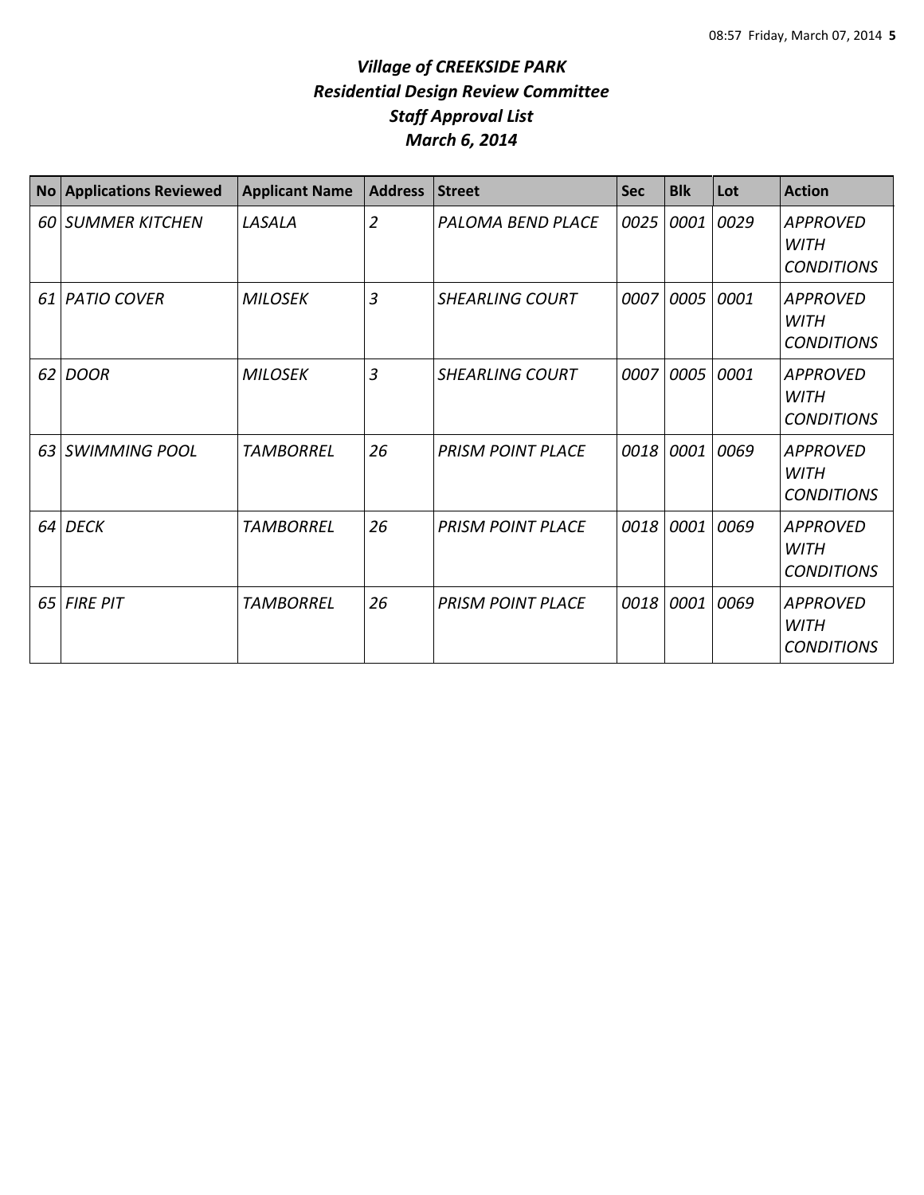# *Village of CREEKSIDE PARK*
## *Residential Design Review Committee*
## *Staff Approval List*
## *March 6, 2014*

| No | Applications Reviewed | Applicant Name | Address | Street | Sec | Blk | Lot | Action |
|---|---|---|---|---|---|---|---|---|
| *60* | *SUMMER KITCHEN* | *LASALA* | *2* | *PALOMA BEND PLACE* | *0025* | *0001* | *0029* | *APPROVED WITH CONDITIONS* |
| *61* | *PATIO COVER* | *MILOSEK* | *3* | *SHEARLING COURT* | *0007* | *0005* | *0001* | *APPROVED WITH CONDITIONS* |
| *62* | *DOOR* | *MILOSEK* | *3* | *SHEARLING COURT* | *0007* | *0005* | *0001* | *APPROVED WITH CONDITIONS* |
| *63* | *SWIMMING POOL* | *TAMBORREL* | *26* | *PRISM POINT PLACE* | *0018* | *0001* | *0069* | *APPROVED WITH CONDITIONS* |
| *64* | *DECK* | *TAMBORREL* | *26* | *PRISM POINT PLACE* | *0018* | *0001* | *0069* | *APPROVED WITH CONDITIONS* |
| *65* | *FIRE PIT* | *TAMBORREL* | *26* | *PRISM POINT PLACE* | *0018* | *0001* | *0069* | *APPROVED WITH CONDITIONS* |